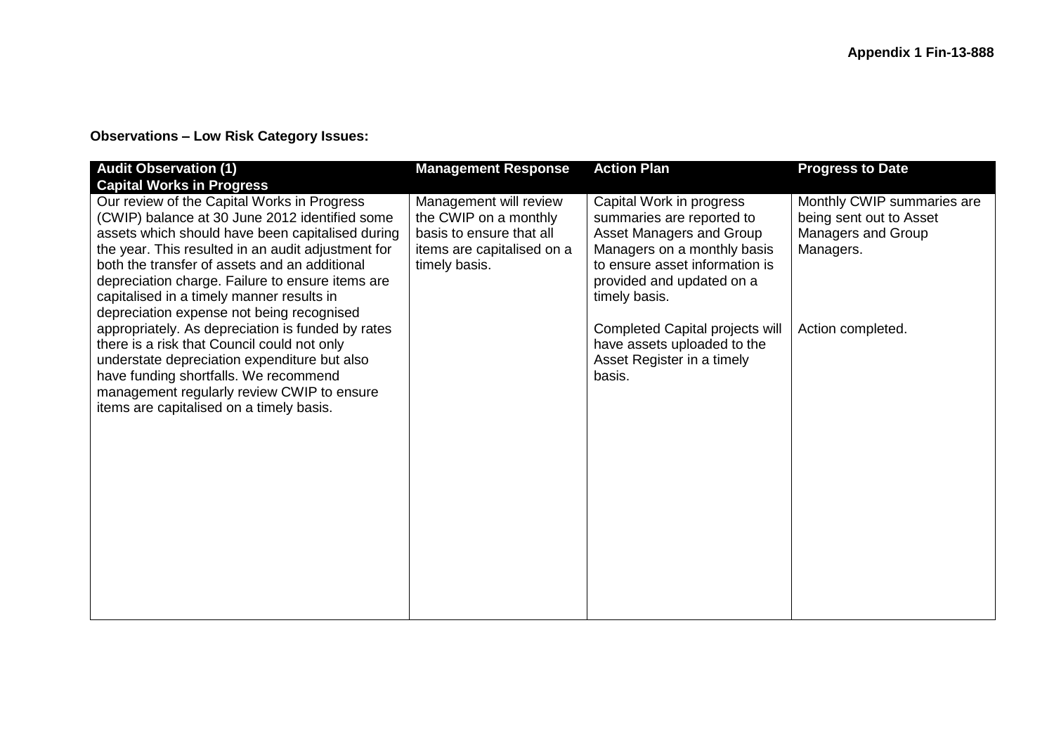**Appendix 1 Fin-13-888**

**Observations – Low Risk Category Issues:**

| Audit Observation (1)<br>Capital Works in Progress | Management Response | Action Plan | Progress to Date |
|---|---|---|---|
| Our review of the Capital Works in Progress (CWIP) balance at 30 June 2012 identified some assets which should have been capitalised during the year. This resulted in an audit adjustment for both the transfer of assets and an additional depreciation charge. Failure to ensure items are capitalised in a timely manner results in depreciation expense not being recognised appropriately. As depreciation is funded by rates there is a risk that Council could not only understate depreciation expenditure but also have funding shortfalls. We recommend management regularly review CWIP to ensure items are capitalised on a timely basis. | Management will review the CWIP on a monthly basis to ensure that all items are capitalised on a timely basis. | Capital Work in progress summaries are reported to Asset Managers and Group Managers on a monthly basis to ensure asset information is provided and updated on a timely basis.<br><br>Completed Capital projects will have assets uploaded to the Asset Register in a timely basis. | Monthly CWIP summaries are being sent out to Asset Managers and Group Managers.<br><br>Action completed. |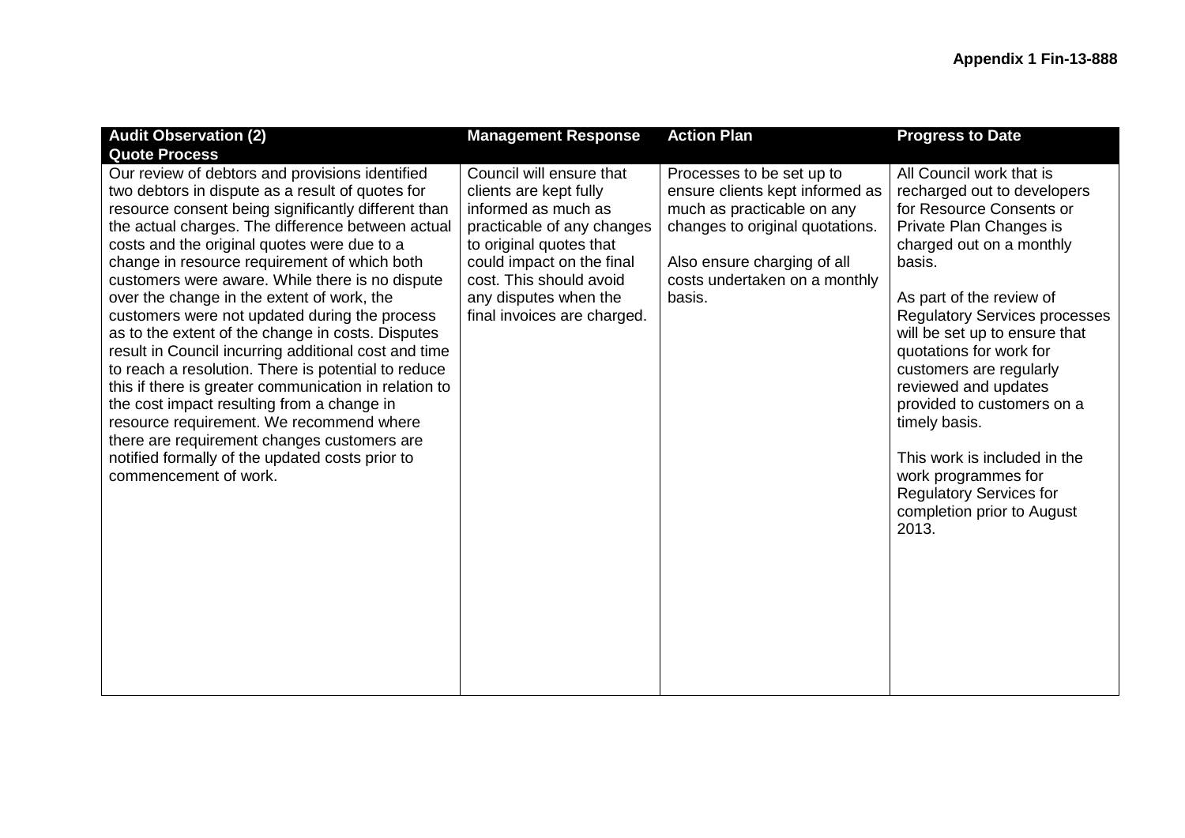**Appendix 1 Fin-13-888**

| Audit Observation (2) Quote Process | Management Response | Action Plan | Progress to Date |
| --- | --- | --- | --- |
| Our review of debtors and provisions identified two debtors in dispute as a result of quotes for resource consent being significantly different than the actual charges. The difference between actual costs and the original quotes were due to a change in resource requirement of which both customers were aware. While there is no dispute over the change in the extent of work, the customers were not updated during the process as to the extent of the change in costs. Disputes result in Council incurring additional cost and time to reach a resolution. There is potential to reduce this if there is greater communication in relation to the cost impact resulting from a change in resource requirement. We recommend where there are requirement changes customers are notified formally of the updated costs prior to commencement of work. | Council will ensure that clients are kept fully informed as much as practicable of any changes to original quotes that could impact on the final cost. This should avoid any disputes when the final invoices are charged. | Processes to be set up to ensure clients kept informed as much as practicable on any changes to original quotations.<br><br>Also ensure charging of all costs undertaken on a monthly basis. | All Council work that is recharged out to developers for Resource Consents or Private Plan Changes is charged out on a monthly basis.<br><br>As part of the review of Regulatory Services processes will be set up to ensure that quotations for work for customers are regularly reviewed and updates provided to customers on a timely basis.<br><br>This work is included in the work programmes for Regulatory Services for completion prior to August 2013. |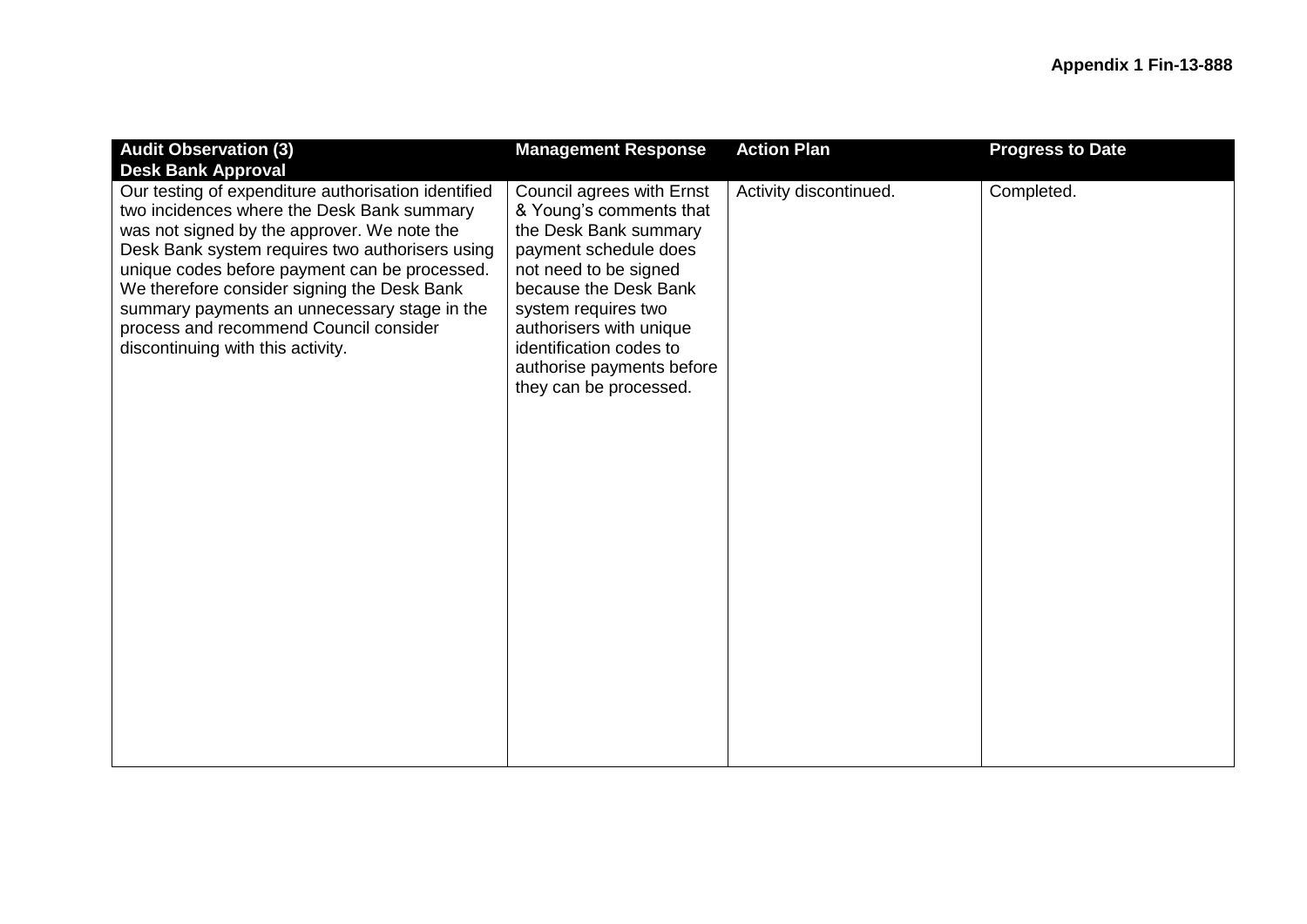**Appendix 1 Fin-13-888**

| Audit Observation (3) Desk Bank Approval | Management Response | Action Plan | Progress to Date |
|---|---|---|---|
| Our testing of expenditure authorisation identified two incidences where the Desk Bank summary was not signed by the approver. We note the Desk Bank system requires two authorisers using unique codes before payment can be processed. We therefore consider signing the Desk Bank summary payments an unnecessary stage in the process and recommend Council consider discontinuing with this activity. | Council agrees with Ernst & Young's comments that the Desk Bank summary payment schedule does not need to be signed because the Desk Bank system requires two authorisers with unique identification codes to authorise payments before they can be processed. | Activity discontinued. | Completed. |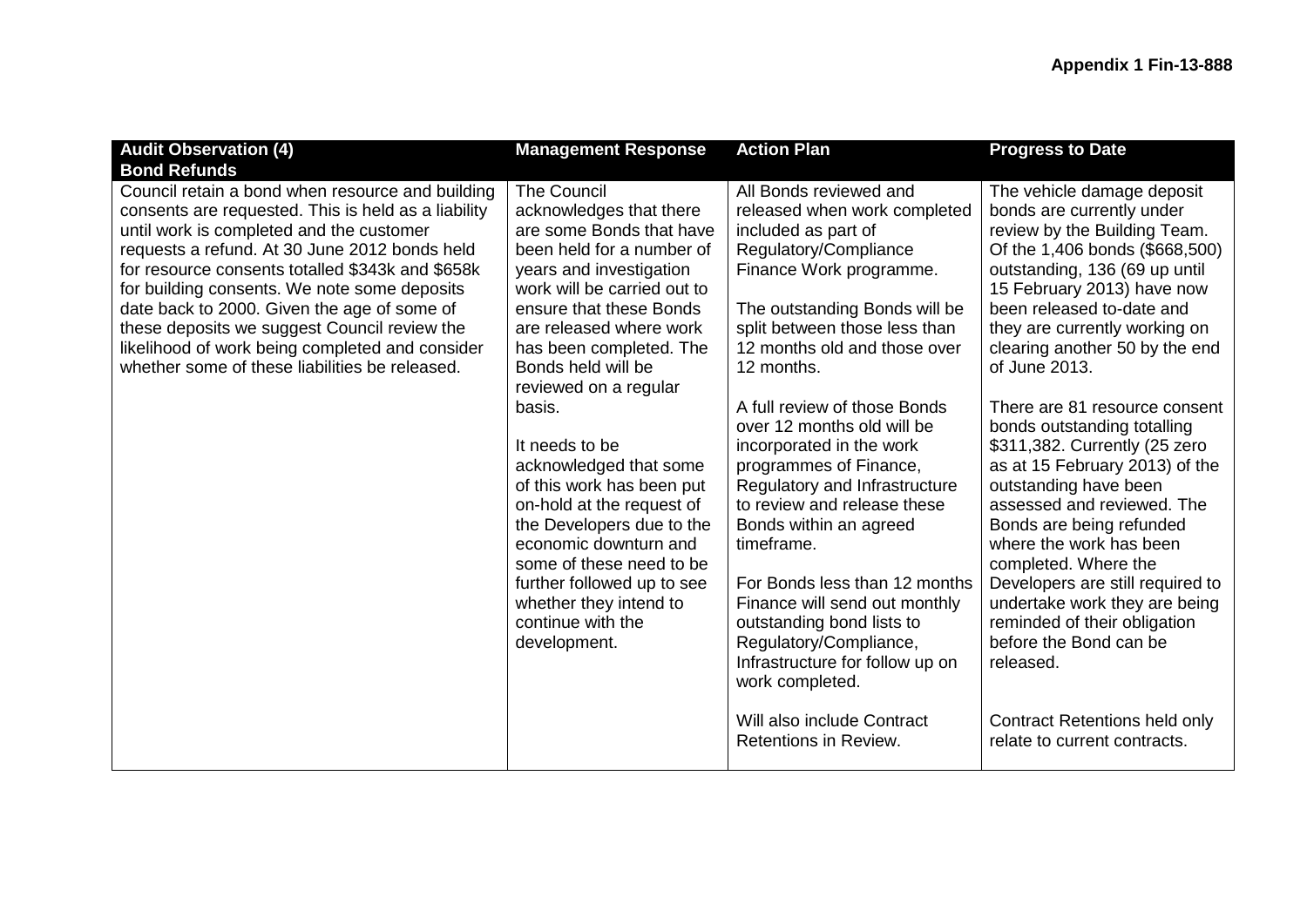**Appendix 1 Fin-13-888**

| Audit Observation (4) Bond Refunds | Management Response | Action Plan | Progress to Date |
| --- | --- | --- | --- |
| Council retain a bond when resource and building consents are requested. This is held as a liability until work is completed and the customer requests a refund. At 30 June 2012 bonds held for resource consents totalled \$343k and \$658k for building consents. We note some deposits date back to 2000. Given the age of some of these deposits we suggest Council review the likelihood of work being completed and consider whether some of these liabilities be released. | The Council acknowledges that there are some Bonds that have been held for a number of years and investigation work will be carried out to ensure that these Bonds are released where work has been completed. The Bonds held will be reviewed on a regular basis.<br><br>It needs to be acknowledged that some of this work has been put on-hold at the request of the Developers due to the economic downturn and some of these need to be further followed up to see whether they intend to continue with the development. | All Bonds reviewed and released when work completed included as part of Regulatory/Compliance Finance Work programme.<br><br>The outstanding Bonds will be split between those less than 12 months old and those over 12 months.<br><br>A full review of those Bonds over 12 months old will be incorporated in the work programmes of Finance, Regulatory and Infrastructure to review and release these Bonds within an agreed timeframe.<br><br>For Bonds less than 12 months Finance will send out monthly outstanding bond lists to Regulatory/Compliance, Infrastructure for follow up on work completed.<br><br>Will also include Contract Retentions in Review. | The vehicle damage deposit bonds are currently under review by the Building Team. Of the 1,406 bonds (\$668,500) outstanding, 136 (69 up until 15 February 2013) have now been released to-date and they are currently working on clearing another 50 by the end of June 2013.<br><br>There are 81 resource consent bonds outstanding totalling \$311,382. Currently (25 zero as at 15 February 2013) of the outstanding have been assessed and reviewed. The Bonds are being refunded where the work has been completed. Where the Developers are still required to undertake work they are being reminded of their obligation before the Bond can be released.<br><br>Contract Retentions held only relate to current contracts. |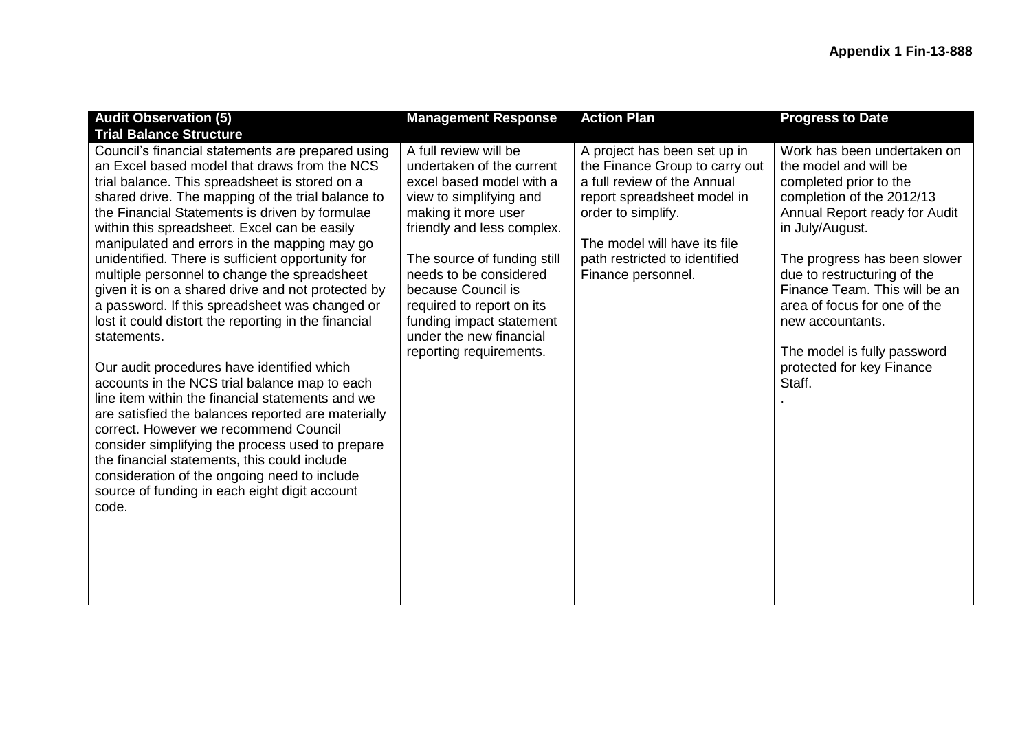**Appendix 1 Fin-13-888**

| Audit Observation (5) Trial Balance Structure | Management Response | Action Plan | Progress to Date |
|---|---|---|---|
| Council's financial statements are prepared using an Excel based model that draws from the NCS trial balance. This spreadsheet is stored on a shared drive. The mapping of the trial balance to the Financial Statements is driven by formulae within this spreadsheet. Excel can be easily manipulated and errors in the mapping may go unidentified. There is sufficient opportunity for multiple personnel to change the spreadsheet given it is on a shared drive and not protected by a password. If this spreadsheet was changed or lost it could distort the reporting in the financial statements.<br><br>Our audit procedures have identified which accounts in the NCS trial balance map to each line item within the financial statements and we are satisfied the balances reported are materially correct. However we recommend Council consider simplifying the process used to prepare the financial statements, this could include consideration of the ongoing need to include source of funding in each eight digit account code. | A full review will be undertaken of the current excel based model with a view to simplifying and making it more user friendly and less complex.<br><br>The source of funding still needs to be considered because Council is required to report on its funding impact statement under the new financial reporting requirements. | A project has been set up in the Finance Group to carry out a full review of the Annual report spreadsheet model in order to simplify.<br><br>The model will have its file path restricted to identified Finance personnel. | Work has been undertaken on the model and will be completed prior to the completion of the 2012/13 Annual Report ready for Audit in July/August.<br><br>The progress has been slower due to restructuring of the Finance Team. This will be an area of focus for one of the new accountants.<br><br>The model is fully password protected for key Finance Staff.<br><br>. |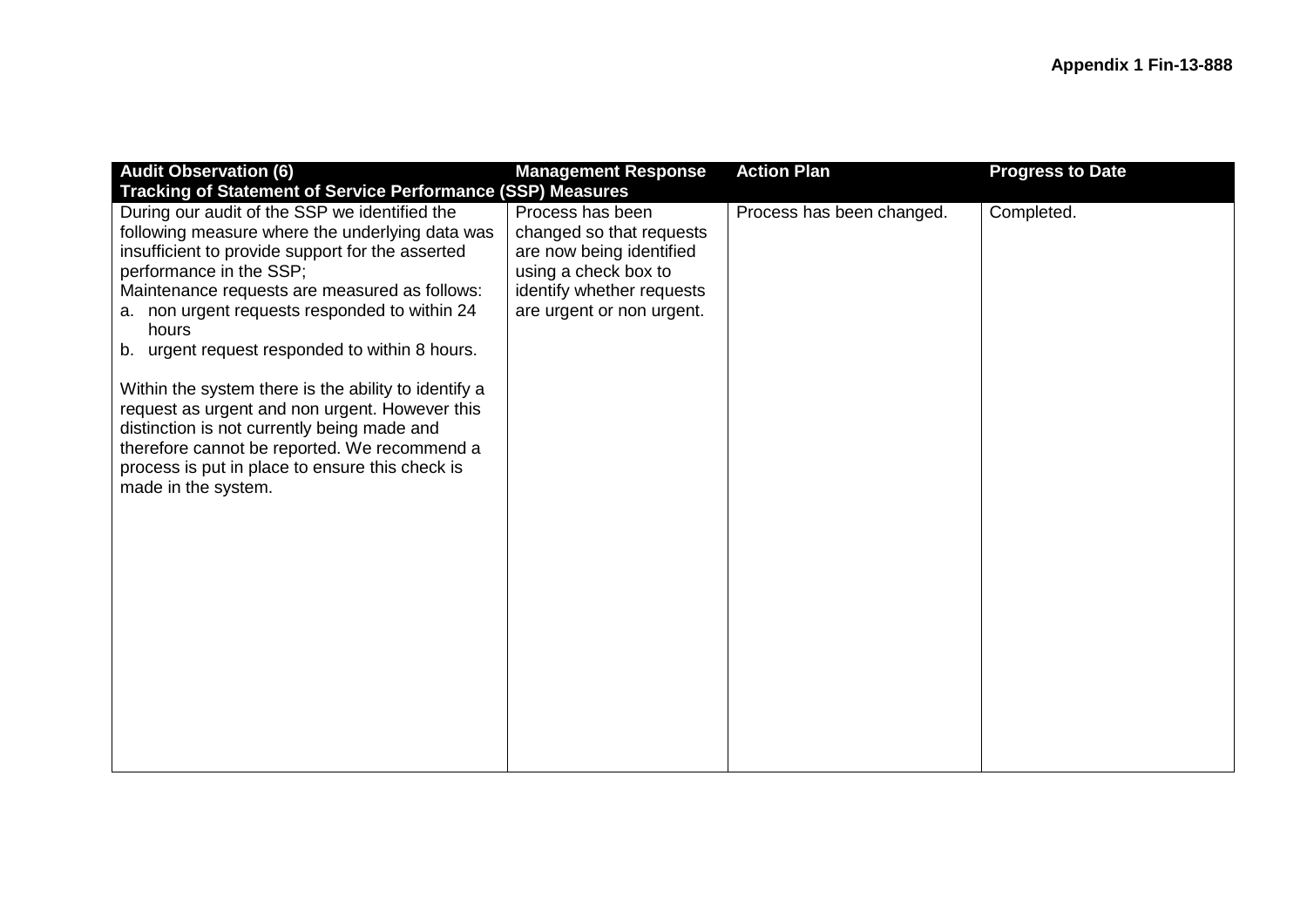**Appendix 1 Fin-13-888**

| Audit Observation (6) Tracking of Statement of Service Performance (SSP) Measures | Management Response | Action Plan | Progress to Date |
|---|---|---|---|
| During our audit of the SSP we identified the following measure where the underlying data was insufficient to provide support for the asserted performance in the SSP;<br>Maintenance requests are measured as follows:<br>a. non urgent requests responded to within 24 hours<br>b. urgent request responded to within 8 hours.<br><br>Within the system there is the ability to identify a request as urgent and non urgent. However this distinction is not currently being made and therefore cannot be reported. We recommend a process is put in place to ensure this check is made in the system. | Process has been changed so that requests are now being identified using a check box to identify whether requests are urgent or non urgent. | Process has been changed. | Completed. |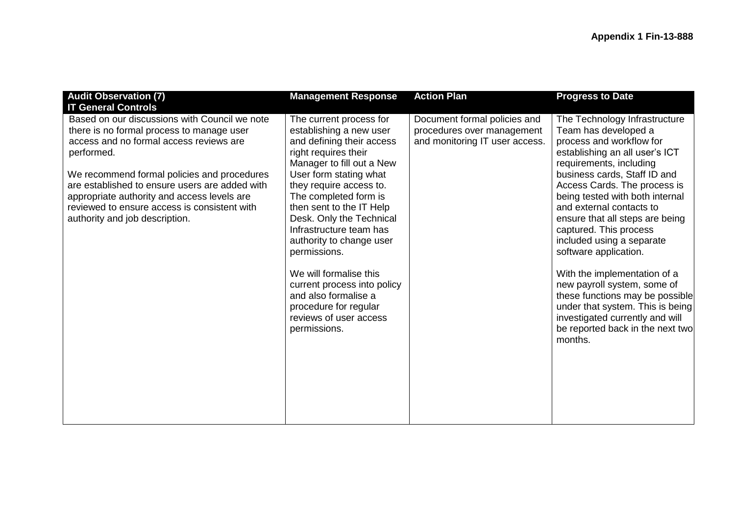**Appendix 1 Fin-13-888**

| Audit Observation (7) IT General Controls | Management Response | Action Plan | Progress to Date |
|---|---|---|---|
| Based on our discussions with Council we note there is no formal process to manage user access and no formal access reviews are performed.<br><br>We recommend formal policies and procedures are established to ensure users are added with appropriate authority and access levels are reviewed to ensure access is consistent with authority and job description. | The current process for establishing a new user and defining their access right requires their Manager to fill out a New User form stating what they require access to. The completed form is then sent to the IT Help Desk. Only the Technical Infrastructure team has authority to change user permissions.<br><br>We will formalise this current process into policy and also formalise a procedure for regular reviews of user access permissions. | Document formal policies and procedures over management and monitoring IT user access. | The Technology Infrastructure Team has developed a process and workflow for establishing an all user's ICT requirements, including business cards, Staff ID and Access Cards. The process is being tested with both internal and external contacts to ensure that all steps are being captured. This process included using a separate software application.<br><br>With the implementation of a new payroll system, some of these functions may be possible under that system. This is being investigated currently and will be reported back in the next two months. |